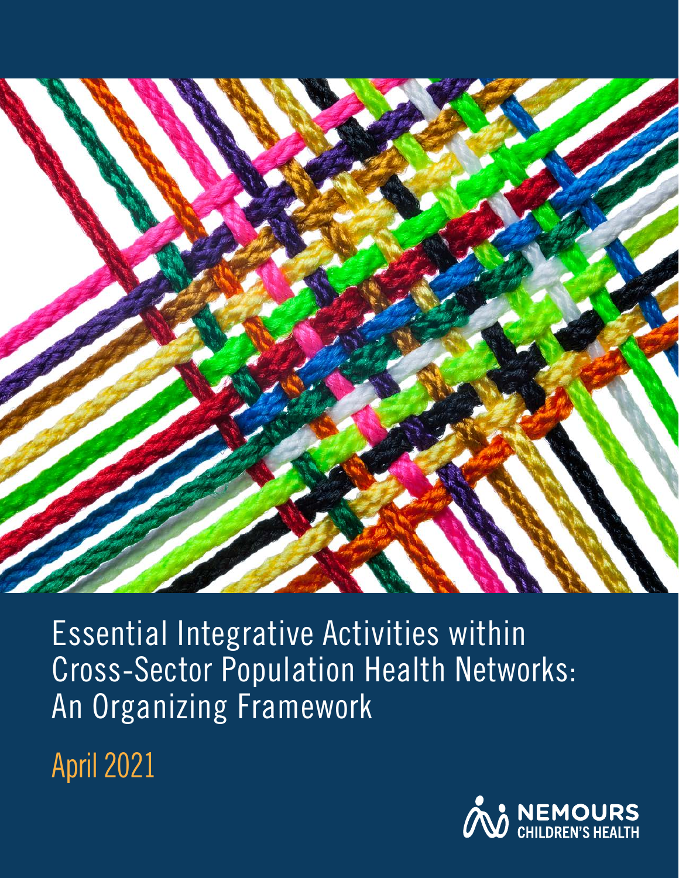# Essential Integrative Activities within Cross-Sector Population Health Networks: An Organizing Framework

April 2021

NEMOURS CHILDREN'S HEALTH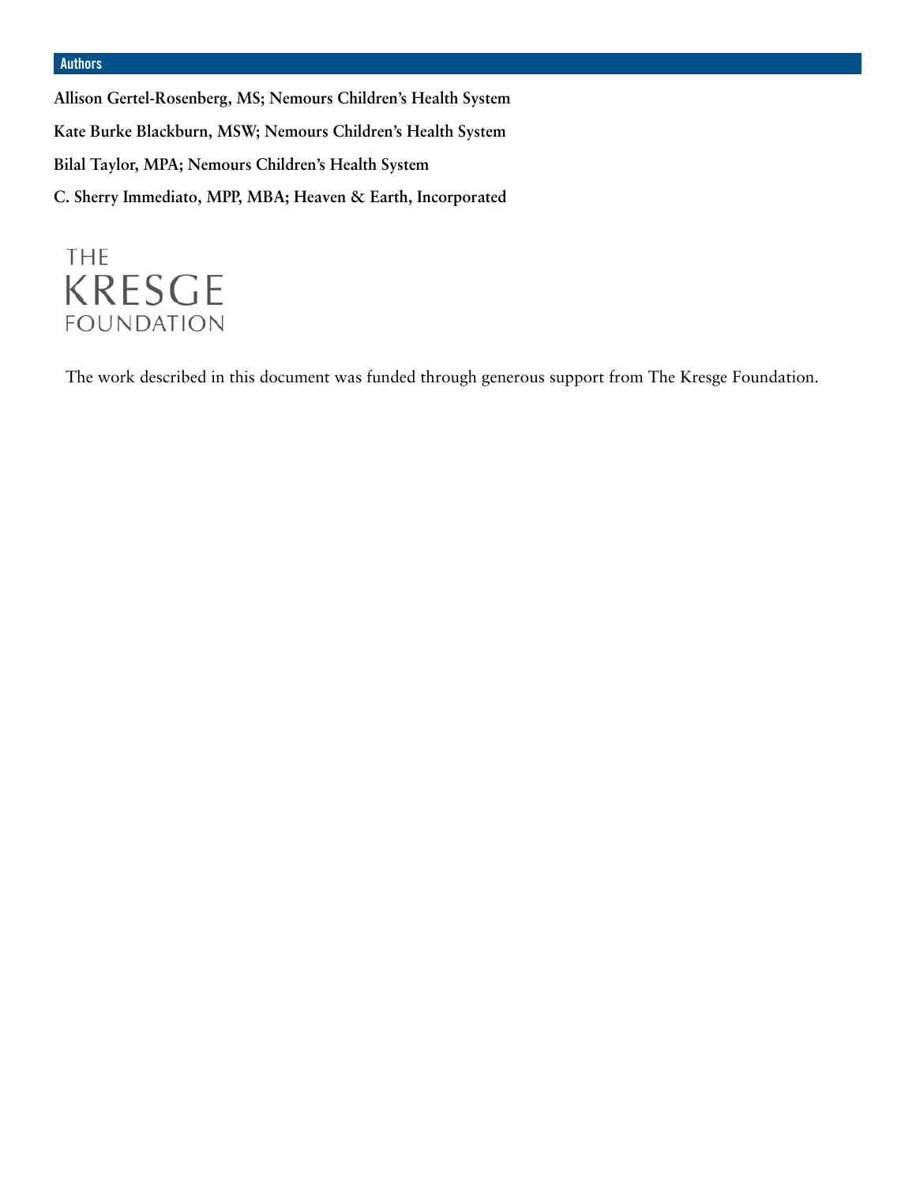## Authors

**Allison Gertel-Rosenberg, MS; Nemours Children's Health System**

**Kate Burke Blackburn, MSW; Nemours Children's Health System**

**Bilal Taylor, MPA; Nemours Children's Health System**

**C. Sherry Immediato, MPP, MBA; Heaven & Earth, Incorporated**

THE KRESGE FOUNDATION

The work described in this document was funded through generous support from The Kresge Foundation.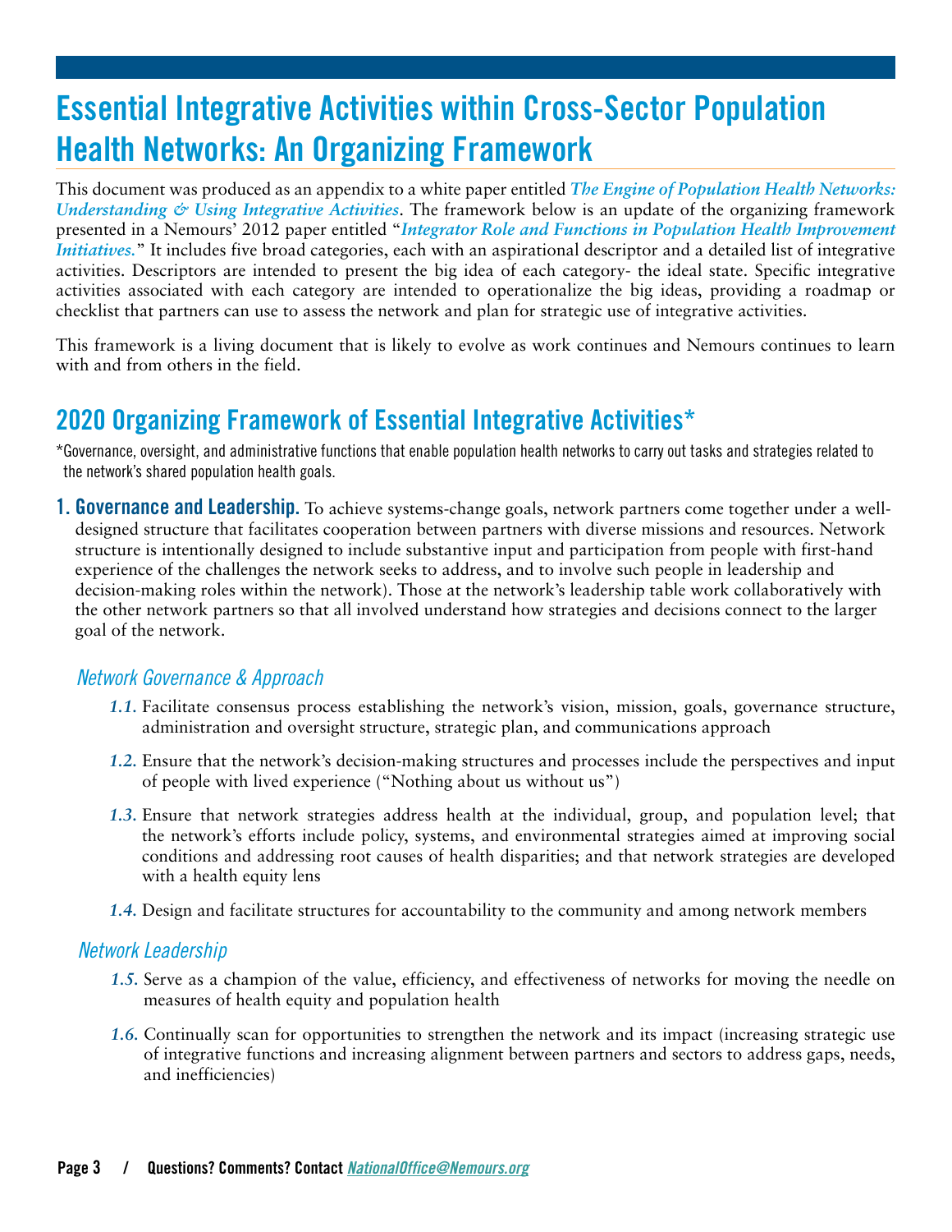# Essential Integrative Activities within Cross-Sector Population Health Networks: An Organizing Framework

This document was produced as an appendix to a white paper entitled ***The Engine of Population Health Networks: Understanding & Using Integrative Activities***. The framework below is an update of the organizing framework presented in a Nemours' 2012 paper entitled "***Integrator Role and Functions in Population Health Improvement Initiatives.***" It includes five broad categories, each with an aspirational descriptor and a detailed list of integrative activities. Descriptors are intended to present the big idea of each category- the ideal state. Specific integrative activities associated with each category are intended to operationalize the big ideas, providing a roadmap or checklist that partners can use to assess the network and plan for strategic use of integrative activities.

This framework is a living document that is likely to evolve as work continues and Nemours continues to learn with and from others in the field.

## 2020 Organizing Framework of Essential Integrative Activities*

*Governance, oversight, and administrative functions that enable population health networks to carry out tasks and strategies related to the network's shared population health goals.

**1. Governance and Leadership.** To achieve systems-change goals, network partners come together under a well-designed structure that facilitates cooperation between partners with diverse missions and resources. Network structure is intentionally designed to include substantive input and participation from people with first-hand experience of the challenges the network seeks to address, and to involve such people in leadership and decision-making roles within the network). Those at the network's leadership table work collaboratively with the other network partners so that all involved understand how strategies and decisions connect to the larger goal of the network.

### *Network Governance & Approach*

- ***1.1.*** Facilitate consensus process establishing the network's vision, mission, goals, governance structure, administration and oversight structure, strategic plan, and communications approach
- ***1.2.*** Ensure that the network's decision-making structures and processes include the perspectives and input of people with lived experience ("Nothing about us without us")
- ***1.3.*** Ensure that network strategies address health at the individual, group, and population level; that the network's efforts include policy, systems, and environmental strategies aimed at improving social conditions and addressing root causes of health disparities; and that network strategies are developed with a health equity lens
- ***1.4.*** Design and facilitate structures for accountability to the community and among network members

### *Network Leadership*

- ***1.5.*** Serve as a champion of the value, efficiency, and effectiveness of networks for moving the needle on measures of health equity and population health
- ***1.6.*** Continually scan for opportunities to strengthen the network and its impact (increasing strategic use of integrative functions and increasing alignment between partners and sectors to address gaps, needs, and inefficiencies)

Questions? Comments? Contact NationalOffice@Nemours.org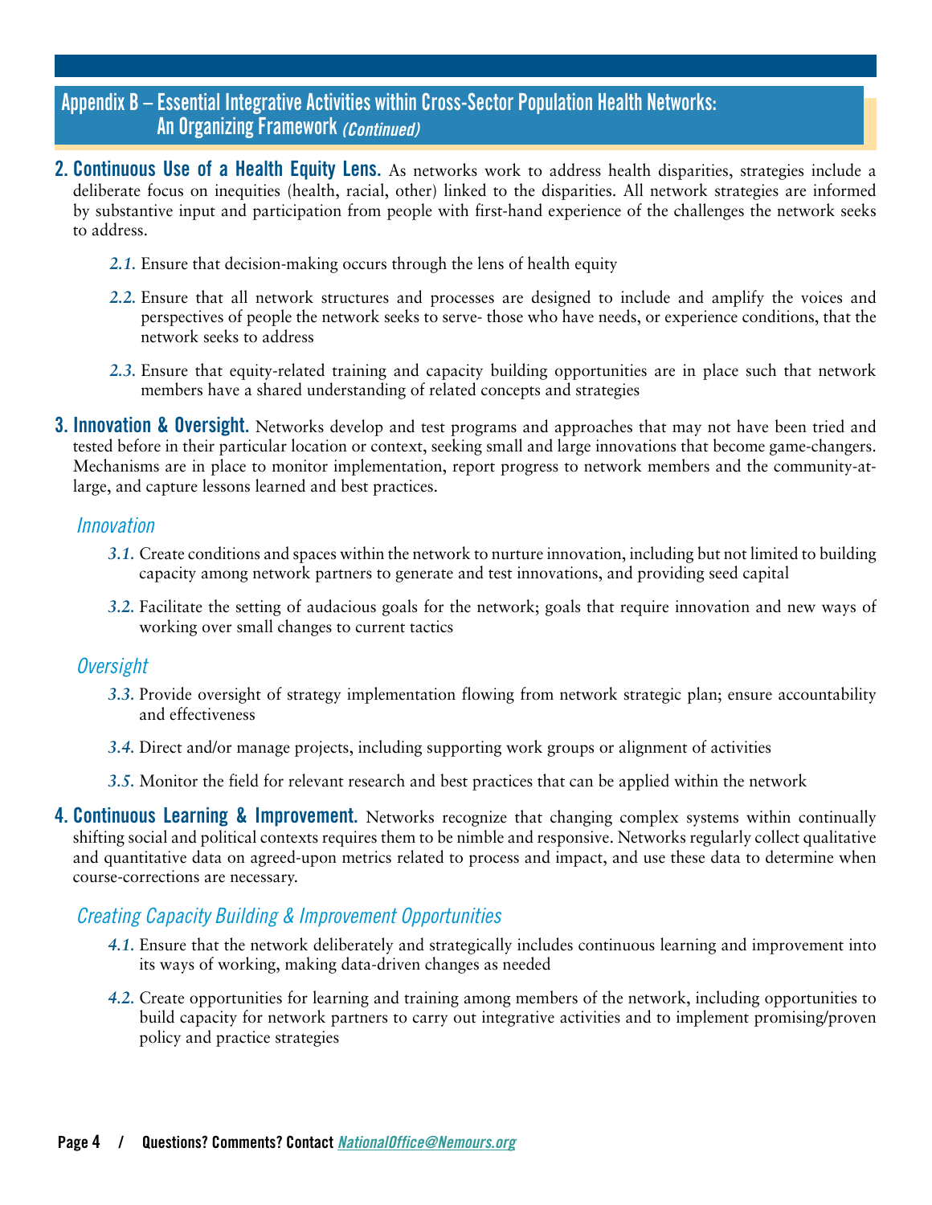## Appendix B – Essential Integrative Activities within Cross-Sector Population Health Networks: An Organizing Framework *(Continued)*

**2. Continuous Use of a Health Equity Lens.** As networks work to address health disparities, strategies include a deliberate focus on inequities (health, racial, other) linked to the disparities. All network strategies are informed by substantive input and participation from people with first-hand experience of the challenges the network seeks to address.

- *2.1.* Ensure that decision-making occurs through the lens of health equity
- *2.2.* Ensure that all network structures and processes are designed to include and amplify the voices and perspectives of people the network seeks to serve- those who have needs, or experience conditions, that the network seeks to address
- *2.3.* Ensure that equity-related training and capacity building opportunities are in place such that network members have a shared understanding of related concepts and strategies

**3. Innovation & Oversight.** Networks develop and test programs and approaches that may not have been tried and tested before in their particular location or context, seeking small and large innovations that become game-changers. Mechanisms are in place to monitor implementation, report progress to network members and the community-at-large, and capture lessons learned and best practices.

*Innovation*

- *3.1.* Create conditions and spaces within the network to nurture innovation, including but not limited to building capacity among network partners to generate and test innovations, and providing seed capital
- *3.2.* Facilitate the setting of audacious goals for the network; goals that require innovation and new ways of working over small changes to current tactics

*Oversight*

- *3.3.* Provide oversight of strategy implementation flowing from network strategic plan; ensure accountability and effectiveness
- *3.4.* Direct and/or manage projects, including supporting work groups or alignment of activities
- *3.5.* Monitor the field for relevant research and best practices that can be applied within the network

**4. Continuous Learning & Improvement.** Networks recognize that changing complex systems within continually shifting social and political contexts requires them to be nimble and responsive. Networks regularly collect qualitative and quantitative data on agreed-upon metrics related to process and impact, and use these data to determine when course-corrections are necessary.

*Creating Capacity Building & Improvement Opportunities*

- *4.1.* Ensure that the network deliberately and strategically includes continuous learning and improvement into its ways of working, making data-driven changes as needed
- *4.2.* Create opportunities for learning and training among members of the network, including opportunities to build capacity for network partners to carry out integrative activities and to implement promising/proven policy and practice strategies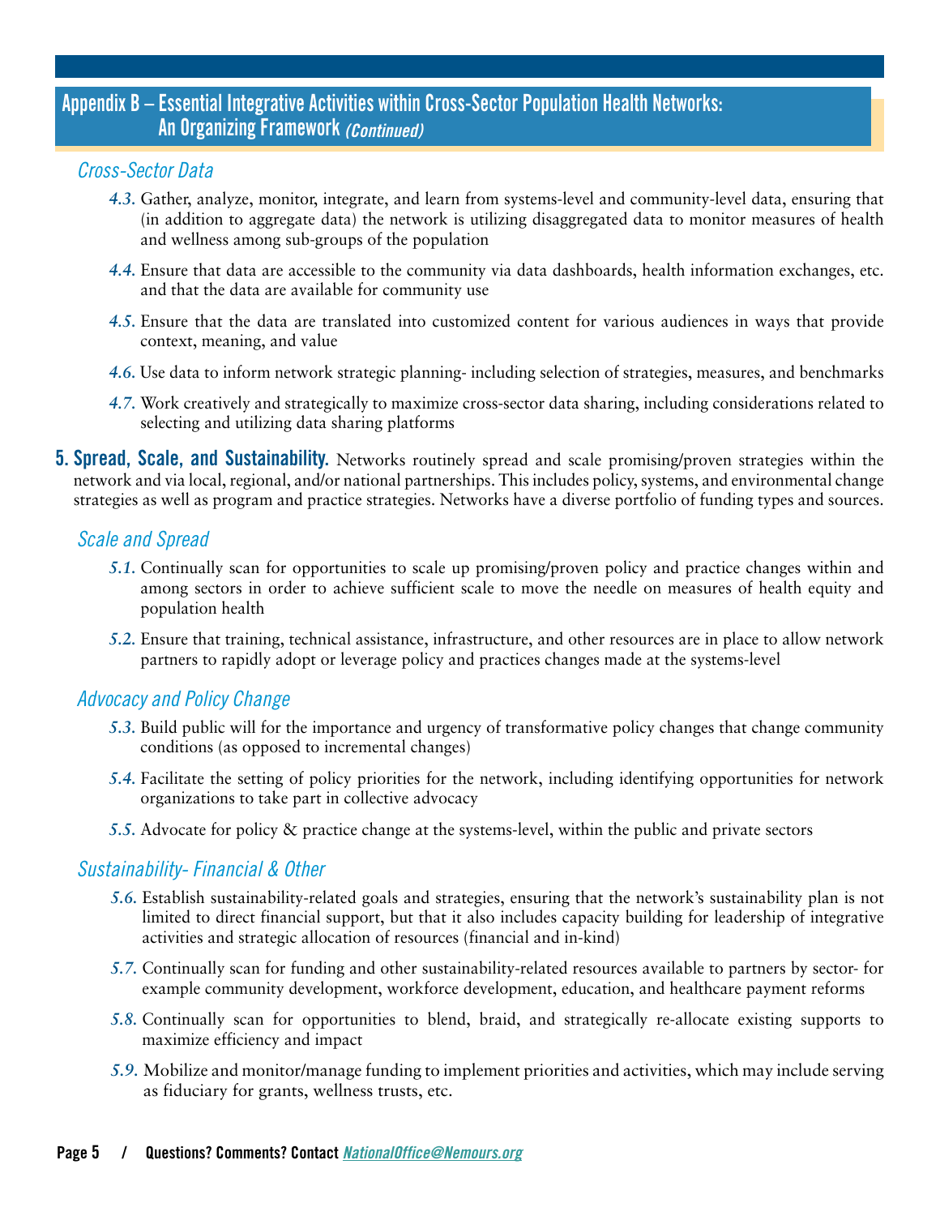## Appendix B – Essential Integrative Activities within Cross-Sector Population Health Networks: An Organizing Framework *(Continued)*

### *Cross-Sector Data*

*4.3.* Gather, analyze, monitor, integrate, and learn from systems-level and community-level data, ensuring that (in addition to aggregate data) the network is utilizing disaggregated data to monitor measures of health and wellness among sub-groups of the population

*4.4.* Ensure that data are accessible to the community via data dashboards, health information exchanges, etc. and that the data are available for community use

*4.5.* Ensure that the data are translated into customized content for various audiences in ways that provide context, meaning, and value

*4.6.* Use data to inform network strategic planning- including selection of strategies, measures, and benchmarks

*4.7.* Work creatively and strategically to maximize cross-sector data sharing, including considerations related to selecting and utilizing data sharing platforms

**5. Spread, Scale, and Sustainability.** Networks routinely spread and scale promising/proven strategies within the network and via local, regional, and/or national partnerships. This includes policy, systems, and environmental change strategies as well as program and practice strategies. Networks have a diverse portfolio of funding types and sources.

### *Scale and Spread*

*5.1.* Continually scan for opportunities to scale up promising/proven policy and practice changes within and among sectors in order to achieve sufficient scale to move the needle on measures of health equity and population health

*5.2.* Ensure that training, technical assistance, infrastructure, and other resources are in place to allow network partners to rapidly adopt or leverage policy and practices changes made at the systems-level

### *Advocacy and Policy Change*

*5.3.* Build public will for the importance and urgency of transformative policy changes that change community conditions (as opposed to incremental changes)

*5.4.* Facilitate the setting of policy priorities for the network, including identifying opportunities for network organizations to take part in collective advocacy

*5.5.* Advocate for policy & practice change at the systems-level, within the public and private sectors

### *Sustainability- Financial & Other*

*5.6.* Establish sustainability-related goals and strategies, ensuring that the network's sustainability plan is not limited to direct financial support, but that it also includes capacity building for leadership of integrative activities and strategic allocation of resources (financial and in-kind)

*5.7.* Continually scan for funding and other sustainability-related resources available to partners by sector- for example community development, workforce development, education, and healthcare payment reforms

*5.8.* Continually scan for opportunities to blend, braid, and strategically re-allocate existing supports to maximize efficiency and impact

*5.9.* Mobilize and monitor/manage funding to implement priorities and activities, which may include serving as fiduciary for grants, wellness trusts, etc.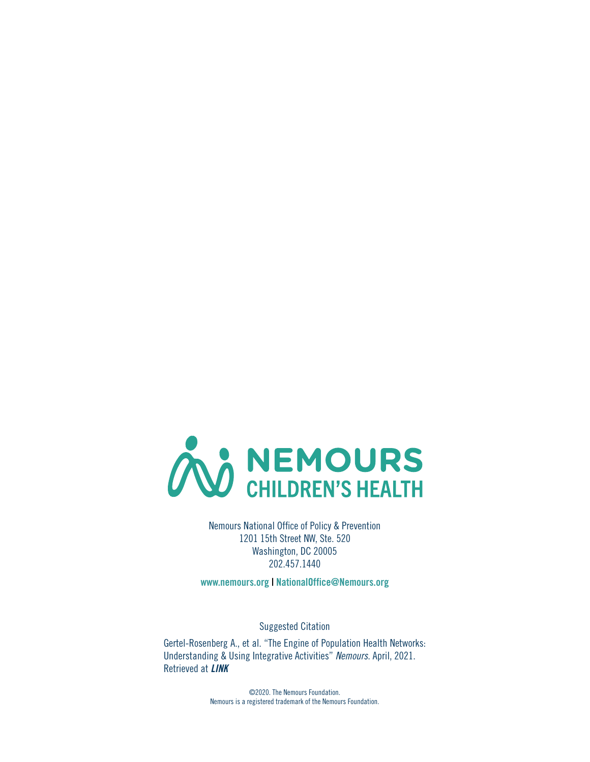NEMOURS
CHILDREN'S HEALTH

Nemours National Office of Policy & Prevention
1201 15th Street NW, Ste. 520
Washington, DC 20005
202.457.1440

**www.nemours.org | NationalOffice@Nemours.org**

Suggested Citation

Gertel-Rosenberg A., et al. "The Engine of Population Health Networks: Understanding & Using Integrative Activities" *Nemours*. April, 2021. Retrieved at ***LINK***

©2020. The Nemours Foundation.
Nemours is a registered trademark of the Nemours Foundation.